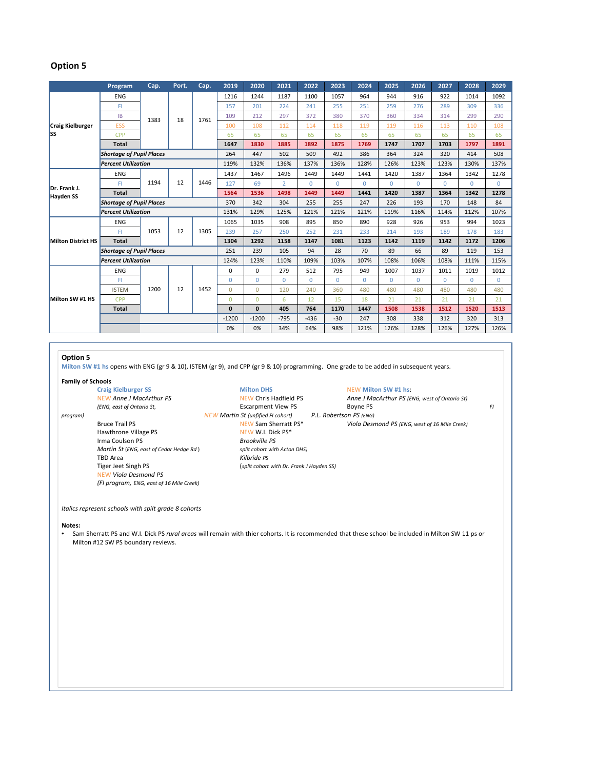# Option 5

| | Program | Cap. | Port. | Cap. | 2019 | 2020 | 2021 | 2022 | 2023 | 2024 | 2025 | 2026 | 2027 | 2028 | 2029 |
|---|---|---|---|---|---|---|---|---|---|---|---|---|---|---|---|
| Craig Kielburger SS | ENG | 1383 | 18 | 1761 | 1216 | 1244 | 1187 | 1100 | 1057 | 964 | 944 | 916 | 922 | 1014 | 1092 |
| | FI | | | | 157 | 201 | 224 | 241 | 255 | 251 | 259 | 276 | 289 | 309 | 336 |
| | IB | | | | 109 | 212 | 297 | 372 | 380 | 370 | 360 | 334 | 314 | 299 | 290 |
| | ESS | | | | 100 | 108 | 112 | 114 | 118 | 119 | 119 | 116 | 113 | 110 | 108 |
| | CPP | | | | 65 | 65 | 65 | 65 | 65 | 65 | 65 | 65 | 65 | 65 | 65 |
| | **Total** | | | | **1647** | **1830** | **1885** | **1892** | **1875** | **1769** | **1747** | **1707** | **1703** | **1797** | **1891** |
| | ***Shortage of Pupil Places*** | | | | 264 | 447 | 502 | 509 | 492 | 386 | 364 | 324 | 320 | 414 | 508 |
| | ***Percent Utilization*** | | | | 119% | 132% | 136% | 137% | 136% | 128% | 126% | 123% | 123% | 130% | 137% |
| Dr. Frank J. Hayden SS | ENG | 1194 | 12 | 1446 | 1437 | 1467 | 1496 | 1449 | 1449 | 1441 | 1420 | 1387 | 1364 | 1342 | 1278 |
| | FI | | | | 127 | 69 | 2 | 0 | 0 | 0 | 0 | 0 | 0 | 0 | 0 |
| | **Total** | | | | **1564** | **1536** | **1498** | **1449** | **1449** | **1441** | **1420** | **1387** | **1364** | **1342** | **1278** |
| | ***Shortage of Pupil Places*** | | | | 370 | 342 | 304 | 255 | 255 | 247 | 226 | 193 | 170 | 148 | 84 |
| | ***Percent Utilization*** | | | | 131% | 129% | 125% | 121% | 121% | 121% | 119% | 116% | 114% | 112% | 107% |
| Milton District HS | ENG | 1053 | 12 | 1305 | 1065 | 1035 | 908 | 895 | 850 | 890 | 928 | 926 | 953 | 994 | 1023 |
| | FI | | | | 239 | 257 | 250 | 252 | 231 | 233 | 214 | 193 | 189 | 178 | 183 |
| | **Total** | | | | **1304** | **1292** | **1158** | **1147** | **1081** | **1123** | **1142** | **1119** | **1142** | **1172** | **1206** |
| | ***Shortage of Pupil Places*** | | | | 251 | 239 | 105 | 94 | 28 | 70 | 89 | 66 | 89 | 119 | 153 |
| | ***Percent Utilization*** | | | | 124% | 123% | 110% | 109% | 103% | 107% | 108% | 106% | 108% | 111% | 115% |
| Milton SW #1 HS | ENG | 1200 | 12 | 1452 | 0 | 0 | 279 | 512 | 795 | 949 | 1007 | 1037 | 1011 | 1019 | 1012 |
| | FI | | | | 0 | 0 | 0 | 0 | 0 | 0 | 0 | 0 | 0 | 0 | 0 |
| | ISTEM | | | | 0 | 0 | 120 | 240 | 360 | 480 | 480 | 480 | 480 | 480 | 480 |
| | CPP | | | | 0 | 0 | 6 | 12 | 15 | 18 | 21 | 21 | 21 | 21 | 21 |
| | **Total** | | | | **0** | **0** | **405** | **764** | **1170** | **1447** | **1508** | **1538** | **1512** | **1520** | **1513** |
| | | | | | -1200 | -1200 | -795 | -436 | -30 | 247 | 308 | 338 | 312 | 320 | 313 |
| | | | | | 0% | 0% | 34% | 64% | 98% | 121% | 126% | 128% | 126% | 127% | 126% |

**Option 5**

Milton SW #1 hs opens with ENG (gr 9 & 10), ISTEM (gr 9), and CPP (gr 9 & 10) programming. One grade to be added in subsequent years.

**Family of Schools**

**Craig Kielburger SS**
- NEW *Anne J MacArthur PS (ENG, east of Ontario St, FI program)*
- Bruce Trail PS
- Hawthrone Village PS
- Irma Coulson PS
- *Martin St (ENG, east of Cedar Hedge Rd )*
- TBD Area
- Tiger Jeet Singh PS
- NEW *Viola Desmond PS (FI program, ENG, east of 16 Mile Creek)*

**Milton DHS**
- NEW Chris Hadfield PS
- Escarpment View PS
- NEW *Martin St (unfified FI cohort)*
- NEW Sam Sherratt PS*
- NEW W.I. Dick PS*
- *Brookville PS (split cohort with Acton DHS)*
- *Kilbride PS (split cohort with Dr. Frank J Hayden SS)*

**NEW Milton SW #1 hs:**
- *Anne J MacArthur PS (ENG, west of Ontario St)*
- Boyne PS
- *P.L. Robertson PS (ENG)*
- *Viola Desmond PS (ENG, west of 16 Mile Creek)*

*Italics represent schools with spilt grade 8 cohorts*

**Notes:**
- Sam Sherratt PS and W.I. Dick PS *rural areas* will remain with thier cohorts. It is recommended that these school be included in Milton SW 11 ps or Milton #12 SW PS boundary reviews.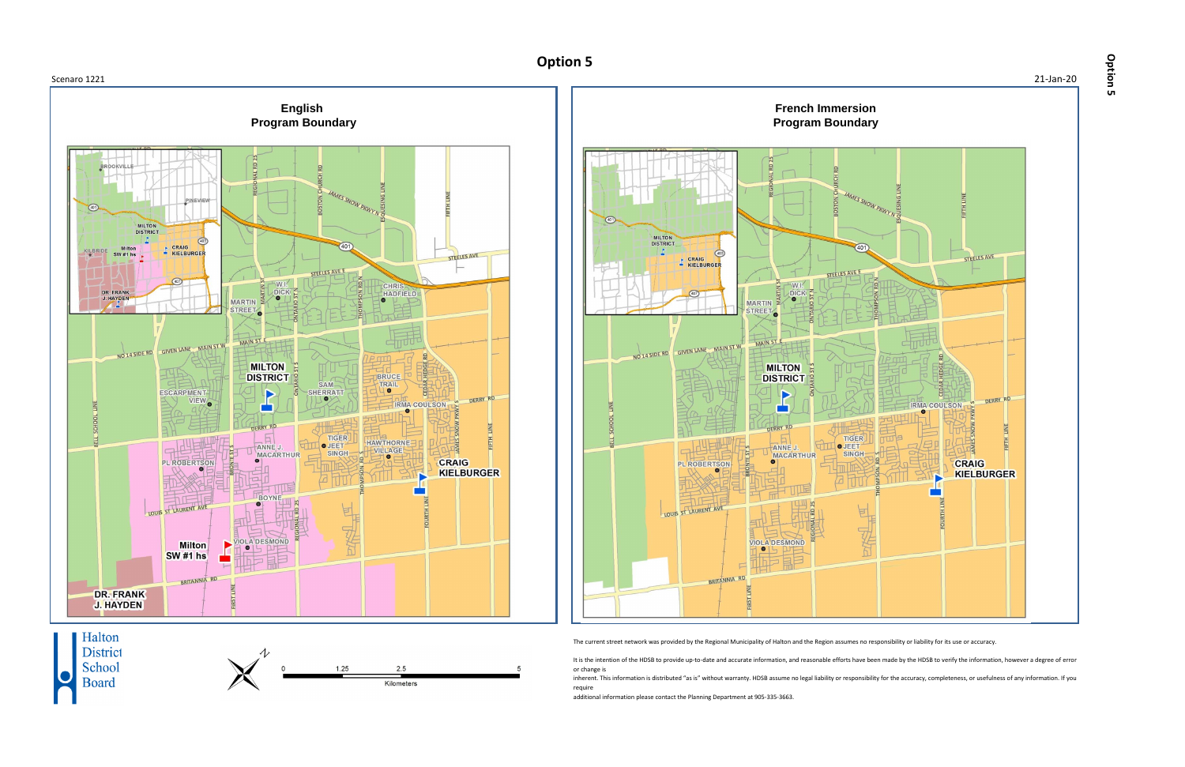# Option 5

Scenaro 1221

21-Jan-20

## English Program Boundary

BROOKVILLE
PINEVIEW
401
MILTON DISTRICT
KILBRIDE
Milton SW #1 hs
CRAIG KIELBURGER
407
DR. FRANK J. HAYDEN
REGIONAL RD 25
BOSTON CHURCH RD
JAMES SNOW PKWY N
ESQUESING LINE
FIFTH LINE
STEELES AVE
STEELES AVE E
MARTIN ST
ONTARIO ST N
THOMPSON RD N
W.I. DICK
CHRIS HADFIELD
MARTIN STREET
NO 14 SIDE RD
GIVEN LANE
MAIN ST W
MAIN ST E
MILTON DISTRICT
SAM SHERRATT
BRUCE TRAIL
CEDAR HEDGE RD
ESCARPMENT VIEW
IRMA COULSON
DERRY RD
JAMES SNOW PKWY S
BELL SCHOOL LINE
ANNE J. MACARTHUR
TIGER JEET SINGH
HAWTHORNE VILLAGE
PL ROBERTSON
CRAIG KIELBURGER
FOURTH LINE
BOYNE
LOUIS ST LAURENT AVE
Milton SW #1 hs
VIOLA DESMOND
BRITANNIA RD
FIRST LINE
DR. FRANK J. HAYDEN

## French Immersion Program Boundary

401
MILTON DISTRICT
CRAIG KIELBURGER
407
REGIONAL RD 25
BOSTON CHURCH RD
JAMES SNOW PKWY N
ESQUESING LINE
FIFTH LINE
STEELES AVE
STEELES AVE E
MARTIN STREET
W.I. DICK
NO 14 SIDE RD
GIVEN LANE
MAIN ST W
MAIN ST E
MILTON DISTRICT
IRMA COULSON
DERRY RD
BELL SCHOOL LINE
ANNE J. MACARTHUR
TIGER JEET SINGH
PL ROBERTSON
CRAIG KIELBURGER
LOUIS ST LAURENT AVE
VIOLA DESMOND
BRITANNIA RD
FIRST LINE

Halton District School Board

0 1.25 2.5 5
Kilometers

The current street network was provided by the Regional Municipality of Halton and the Region assumes no responsibility or liability for its use or accuracy.

It is the intention of the HDSB to provide up-to-date and accurate information, and reasonable efforts have been made by the HDSB to verify the information, however a degree of error or change is inherent. This information is distributed "as is" without warranty. HDSB assume no legal liability or responsibility for the accuracy, completeness, or usefulness of any information. If you require additional information please contact the Planning Department at 905-335-3663.